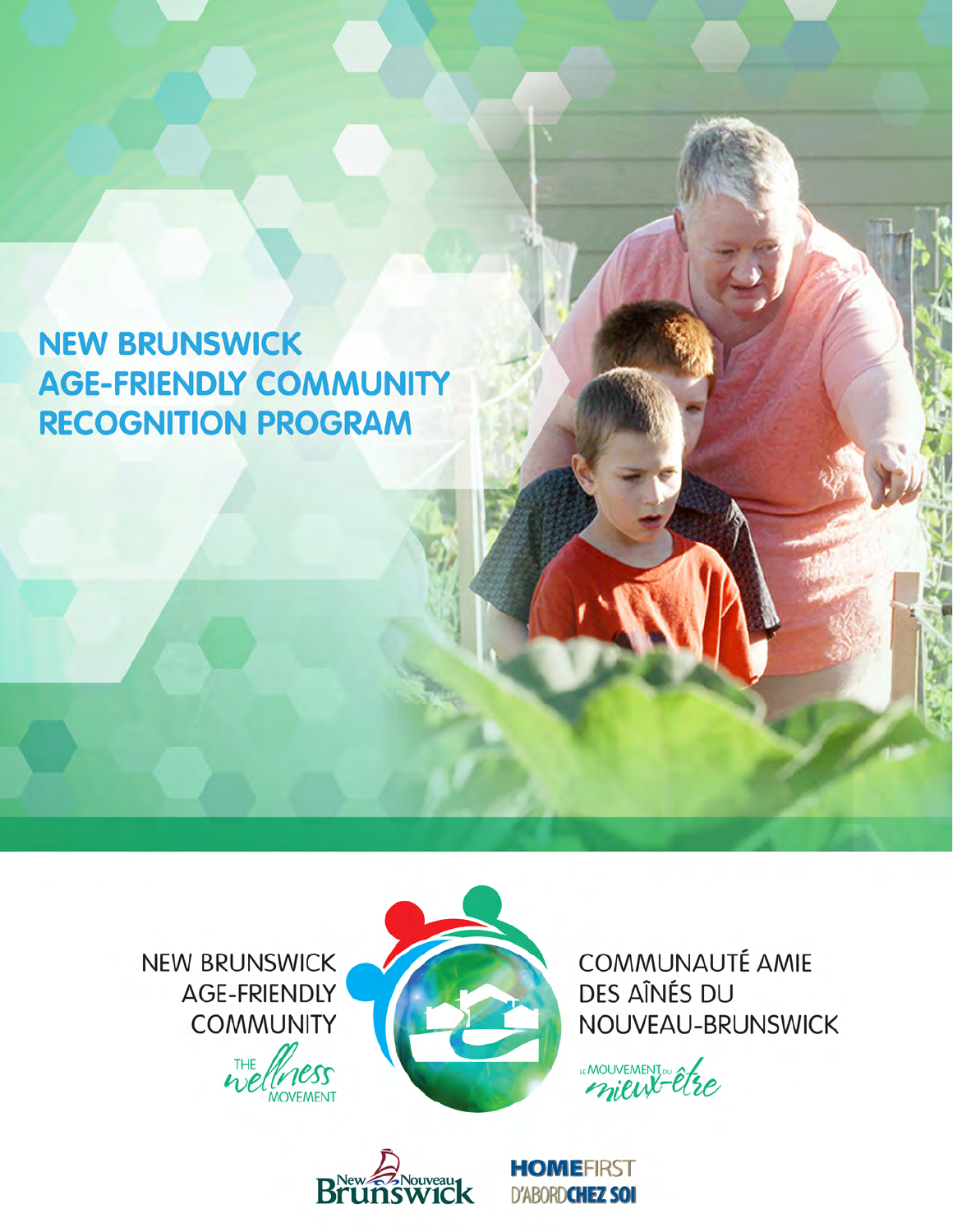# NEW BRUNSWICK AGE-FRIENDLY COMMUNITY RECOGNITION PROGRAM

NEW BRUNSWICK AGE-FRIENDLY COMMUNITY

THE wellness MOVEMENT

COMMUNAUTÉ AMIE DES AÎNÉS DU NOUVEAU-BRUNSWICK

LE MOUVEMENT DU mieux-être

New Nouveau Brunswick

HOMEFIRST D'ABORD CHEZ SOI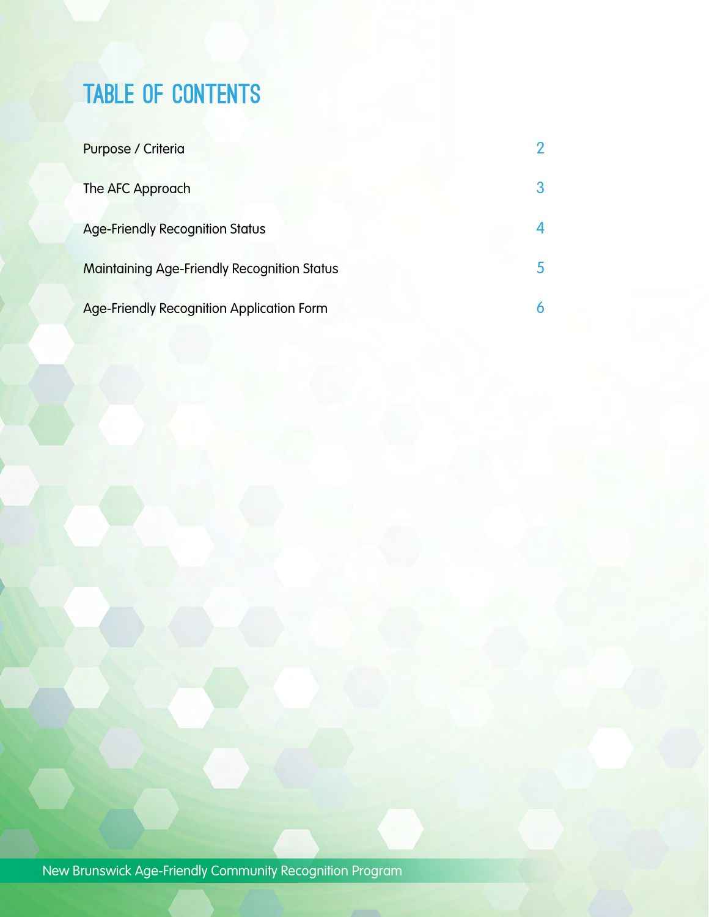# TABLE OF CONTENTS

| | |
|---|---|
| Purpose / Criteria | 2 |
| The AFC Approach | 3 |
| Age-Friendly Recognition Status | 4 |
| Maintaining Age-Friendly Recognition Status | 5 |
| Age-Friendly Recognition Application Form | 6 |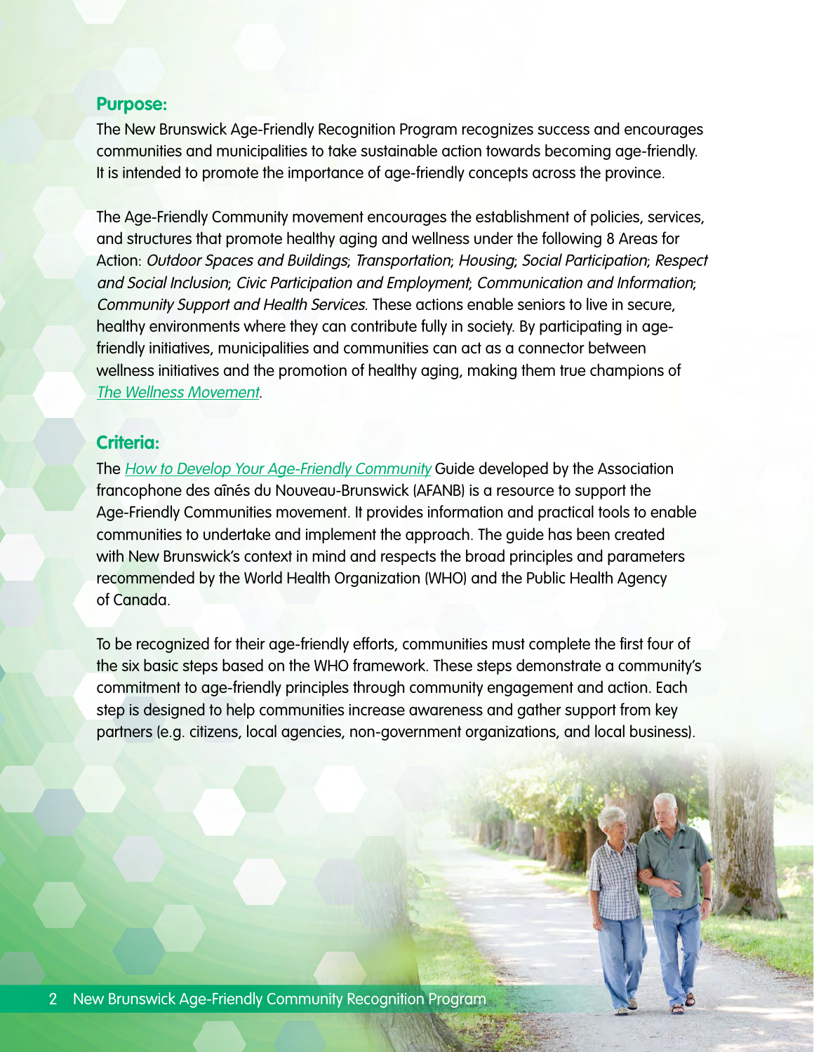## Purpose:

The New Brunswick Age-Friendly Recognition Program recognizes success and encourages communities and municipalities to take sustainable action towards becoming age-friendly. It is intended to promote the importance of age-friendly concepts across the province.

The Age-Friendly Community movement encourages the establishment of policies, services, and structures that promote healthy aging and wellness under the following 8 Areas for Action: *Outdoor Spaces and Buildings*; *Transportation*; *Housing*; *Social Participation*; *Respect and Social Inclusion*; *Civic Participation and Employment*; *Communication and Information*; *Community Support and Health Services*. These actions enable seniors to live in secure, healthy environments where they can contribute fully in society. By participating in age-friendly initiatives, municipalities and communities can act as a connector between wellness initiatives and the promotion of healthy aging, making them true champions of *The Wellness Movement*.

## Criteria:

The *How to Develop Your Age-Friendly Community* Guide developed by the Association francophone des aînés du Nouveau-Brunswick (AFANB) is a resource to support the Age-Friendly Communities movement. It provides information and practical tools to enable communities to undertake and implement the approach. The guide has been created with New Brunswick's context in mind and respects the broad principles and parameters recommended by the World Health Organization (WHO) and the Public Health Agency of Canada.

To be recognized for their age-friendly efforts, communities must complete the first four of the six basic steps based on the WHO framework. These steps demonstrate a community's commitment to age-friendly principles through community engagement and action. Each step is designed to help communities increase awareness and gather support from key partners (e.g. citizens, local agencies, non-government organizations, and local business).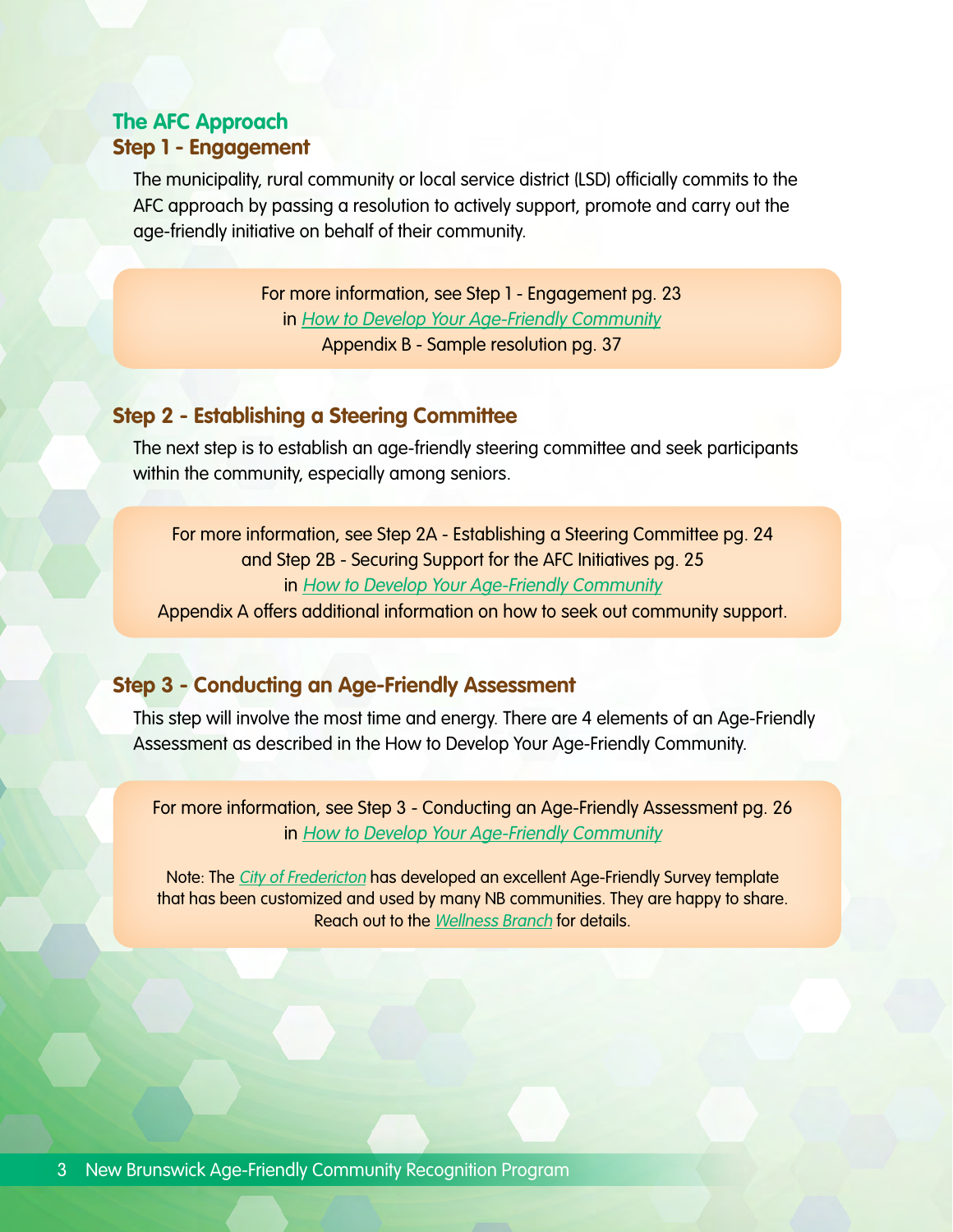## The AFC Approach

### Step 1 - Engagement

The municipality, rural community or local service district (LSD) officially commits to the AFC approach by passing a resolution to actively support, promote and carry out the age-friendly initiative on behalf of their community.

> For more information, see Step 1 - Engagement pg. 23
> in *How to Develop Your Age-Friendly Community*
> Appendix B - Sample resolution pg. 37

### Step 2 - Establishing a Steering Committee

The next step is to establish an age-friendly steering committee and seek participants within the community, especially among seniors.

> For more information, see Step 2A - Establishing a Steering Committee pg. 24
> and Step 2B - Securing Support for the AFC Initiatives pg. 25
> in *How to Develop Your Age-Friendly Community*
> Appendix A offers additional information on how to seek out community support.

### Step 3 - Conducting an Age-Friendly Assessment

This step will involve the most time and energy. There are 4 elements of an Age-Friendly Assessment as described in the How to Develop Your Age-Friendly Community.

> For more information, see Step 3 - Conducting an Age-Friendly Assessment pg. 26
> in *How to Develop Your Age-Friendly Community*
>
> Note: The *City of Fredericton* has developed an excellent Age-Friendly Survey template that has been customized and used by many NB communities. They are happy to share. Reach out to the *Wellness Branch* for details.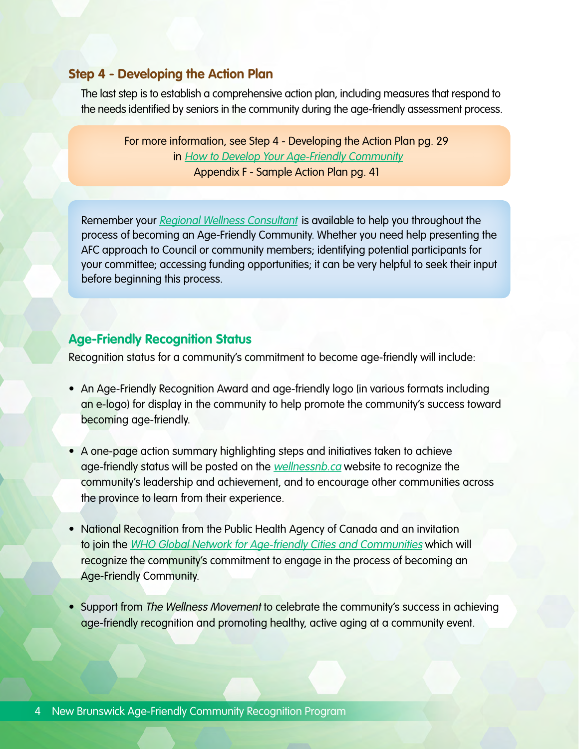## Step 4 - Developing the Action Plan

The last step is to establish a comprehensive action plan, including measures that respond to the needs identified by seniors in the community during the age-friendly assessment process.

For more information, see Step 4 - Developing the Action Plan pg. 29
in *How to Develop Your Age-Friendly Community*
Appendix F - Sample Action Plan pg. 41

Remember your *Regional Wellness Consultant* is available to help you throughout the process of becoming an Age-Friendly Community. Whether you need help presenting the AFC approach to Council or community members; identifying potential participants for your committee; accessing funding opportunities; it can be very helpful to seek their input before beginning this process.

## Age-Friendly Recognition Status

Recognition status for a community's commitment to become age-friendly will include:

- An Age-Friendly Recognition Award and age-friendly logo (in various formats including an e-logo) for display in the community to help promote the community's success toward becoming age-friendly.
- A one-page action summary highlighting steps and initiatives taken to achieve age-friendly status will be posted on the *wellnessnb.ca* website to recognize the community's leadership and achievement, and to encourage other communities across the province to learn from their experience.
- National Recognition from the Public Health Agency of Canada and an invitation to join the *WHO Global Network for Age-friendly Cities and Communities* which will recognize the community's commitment to engage in the process of becoming an Age-Friendly Community.
- Support from *The Wellness Movement* to celebrate the community's success in achieving age-friendly recognition and promoting healthy, active aging at a community event.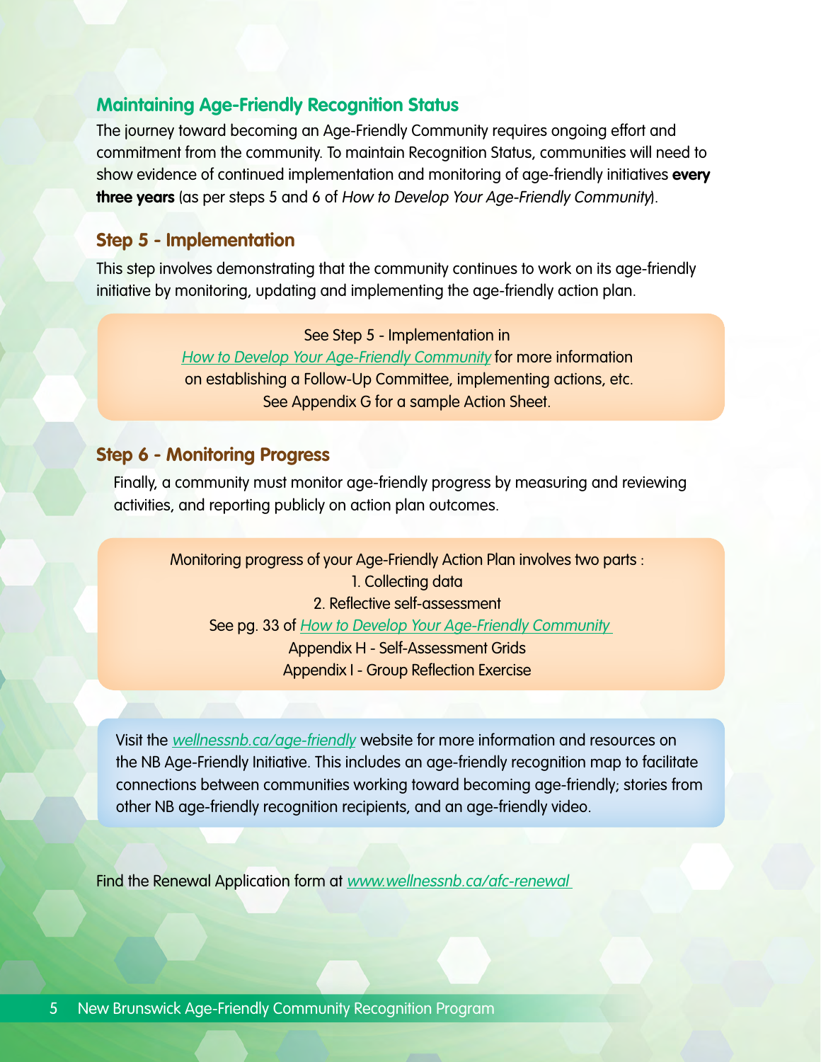## Maintaining Age-Friendly Recognition Status

The journey toward becoming an Age-Friendly Community requires ongoing effort and commitment from the community. To maintain Recognition Status, communities will need to show evidence of continued implementation and monitoring of age-friendly initiatives **every three years** (as per steps 5 and 6 of *How to Develop Your Age-Friendly Community*).

### Step 5 - Implementation

This step involves demonstrating that the community continues to work on its age-friendly initiative by monitoring, updating and implementing the age-friendly action plan.

> See Step 5 - Implementation in *How to Develop Your Age-Friendly Community* for more information on establishing a Follow-Up Committee, implementing actions, etc.
> See Appendix G for a sample Action Sheet.

### Step 6 - Monitoring Progress

Finally, a community must monitor age-friendly progress by measuring and reviewing activities, and reporting publicly on action plan outcomes.

> Monitoring progress of your Age-Friendly Action Plan involves two parts :
> 1. Collecting data
> 2. Reflective self-assessment
>
> See pg. 33 of *How to Develop Your Age-Friendly Community*
> Appendix H - Self-Assessment Grids
> Appendix I - Group Reflection Exercise

> Visit the *wellnessnb.ca/age-friendly* website for more information and resources on the NB Age-Friendly Initiative. This includes an age-friendly recognition map to facilitate connections between communities working toward becoming age-friendly; stories from other NB age-friendly recognition recipients, and an age-friendly video.

Find the Renewal Application form at *www.wellnessnb.ca/afc-renewal*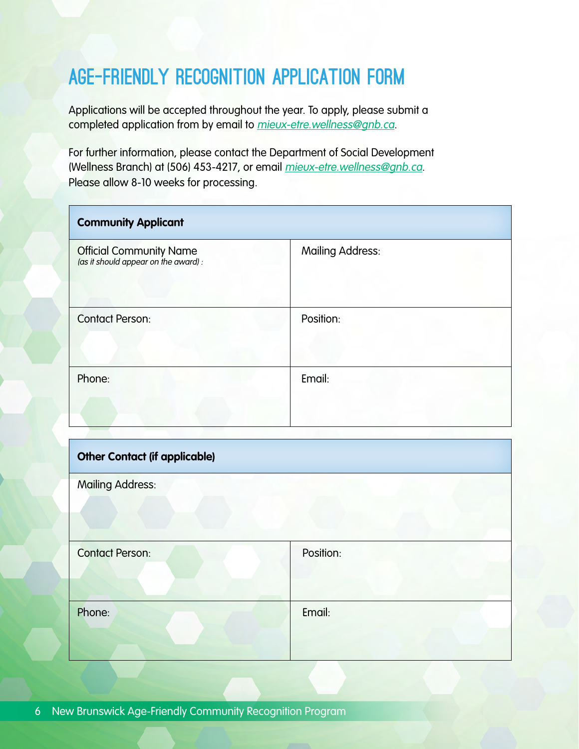# AGE-FRIENDLY RECOGNITION APPLICATION FORM

Applications will be accepted throughout the year. To apply, please submit a completed application from by email to *mieux-etre.wellness@gnb.ca*.

For further information, please contact the Department of Social Development (Wellness Branch) at (506) 453-4217, or email *mieux-etre.wellness@gnb.ca*. Please allow 8-10 weeks for processing.

| **Community Applicant** | |
|---|---|
| Official Community Name<br>*(as it should appear on the award) :* | Mailing Address: |
| Contact Person: | Position: |
| Phone: | Email: |

| **Other Contact (if applicable)** | |
|---|---|
| Mailing Address: | |
| Contact Person: | Position: |
| Phone: | Email: |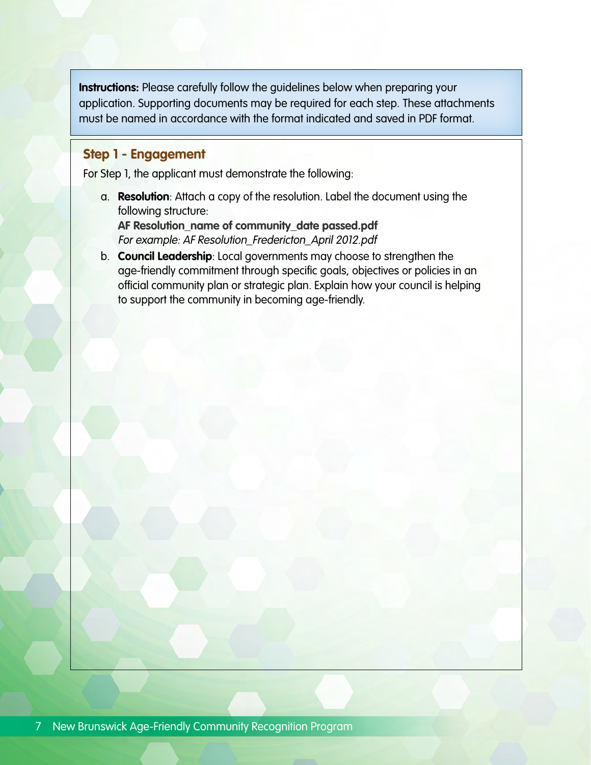**Instructions:** Please carefully follow the guidelines below when preparing your application. Supporting documents may be required for each step. These attachments must be named in accordance with the format indicated and saved in PDF format.

## Step 1 - Engagement

For Step 1, the applicant must demonstrate the following:

a. **Resolution**: Attach a copy of the resolution. Label the document using the following structure:
   **AF Resolution_name of community_date passed.pdf**
   *For example: AF Resolution_Fredericton_April 2012.pdf*

b. **Council Leadership**: Local governments may choose to strengthen the age-friendly commitment through specific goals, objectives or policies in an official community plan or strategic plan. Explain how your council is helping to support the community in becoming age-friendly.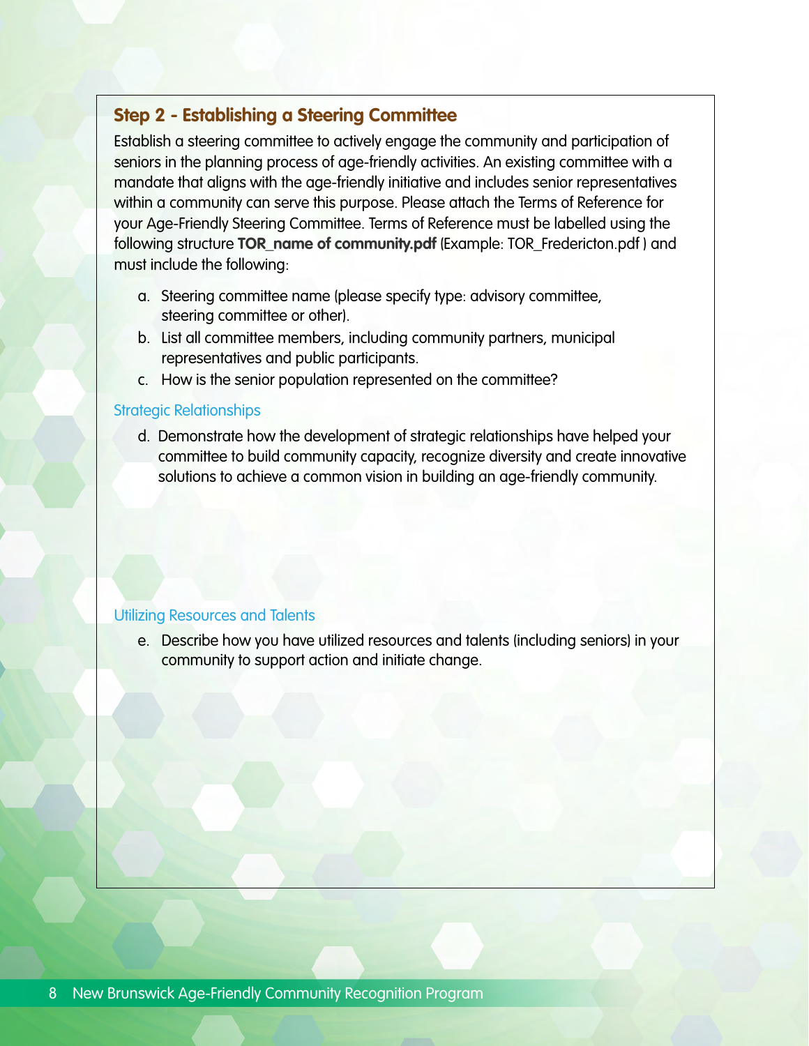## Step 2 - Establishing a Steering Committee

Establish a steering committee to actively engage the community and participation of seniors in the planning process of age-friendly activities. An existing committee with a mandate that aligns with the age-friendly initiative and includes senior representatives within a community can serve this purpose. Please attach the Terms of Reference for your Age-Friendly Steering Committee. Terms of Reference must be labelled using the following structure **TOR_name of community.pdf** (Example: TOR_Fredericton.pdf ) and must include the following:

a. Steering committee name (please specify type: advisory committee, steering committee or other).
b. List all committee members, including community partners, municipal representatives and public participants.
c. How is the senior population represented on the committee?

### Strategic Relationships

d. Demonstrate how the development of strategic relationships have helped your committee to build community capacity, recognize diversity and create innovative solutions to achieve a common vision in building an age-friendly community.

### Utilizing Resources and Talents

e. Describe how you have utilized resources and talents (including seniors) in your community to support action and initiate change.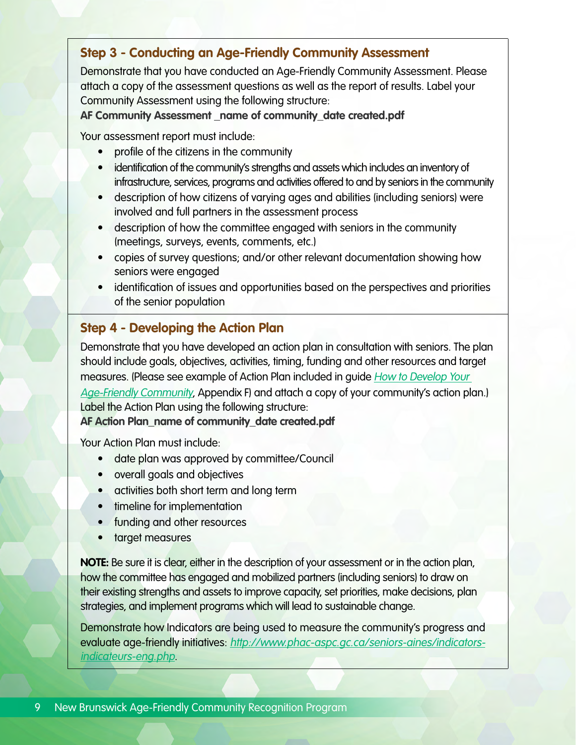## Step 3 - Conducting an Age-Friendly Community Assessment

Demonstrate that you have conducted an Age-Friendly Community Assessment. Please attach a copy of the assessment questions as well as the report of results. Label your Community Assessment using the following structure:

**AF Community Assessment _name of community_date created.pdf**

Your assessment report must include:

- profile of the citizens in the community
- identification of the community's strengths and assets which includes an inventory of infrastructure, services, programs and activities offered to and by seniors in the community
- description of how citizens of varying ages and abilities (including seniors) were involved and full partners in the assessment process
- description of how the committee engaged with seniors in the community (meetings, surveys, events, comments, etc.)
- copies of survey questions; and/or other relevant documentation showing how seniors were engaged
- identification of issues and opportunities based on the perspectives and priorities of the senior population

## Step 4 - Developing the Action Plan

Demonstrate that you have developed an action plan in consultation with seniors. The plan should include goals, objectives, activities, timing, funding and other resources and target measures. (Please see example of Action Plan included in guide *How to Develop Your Age-Friendly Community*, Appendix F) and attach a copy of your community's action plan.) Label the Action Plan using the following structure:

**AF Action Plan_name of community_date created.pdf**

Your Action Plan must include:

- date plan was approved by committee/Council
- overall goals and objectives
- activities both short term and long term
- timeline for implementation
- funding and other resources
- target measures

**NOTE:** Be sure it is clear, either in the description of your assessment or in the action plan, how the committee has engaged and mobilized partners (including seniors) to draw on their existing strengths and assets to improve capacity, set priorities, make decisions, plan strategies, and implement programs which will lead to sustainable change.

Demonstrate how Indicators are being used to measure the community's progress and evaluate age-friendly initiatives: *http://www.phac-aspc.gc.ca/seniors-aines/indicators-indicateurs-eng.php*.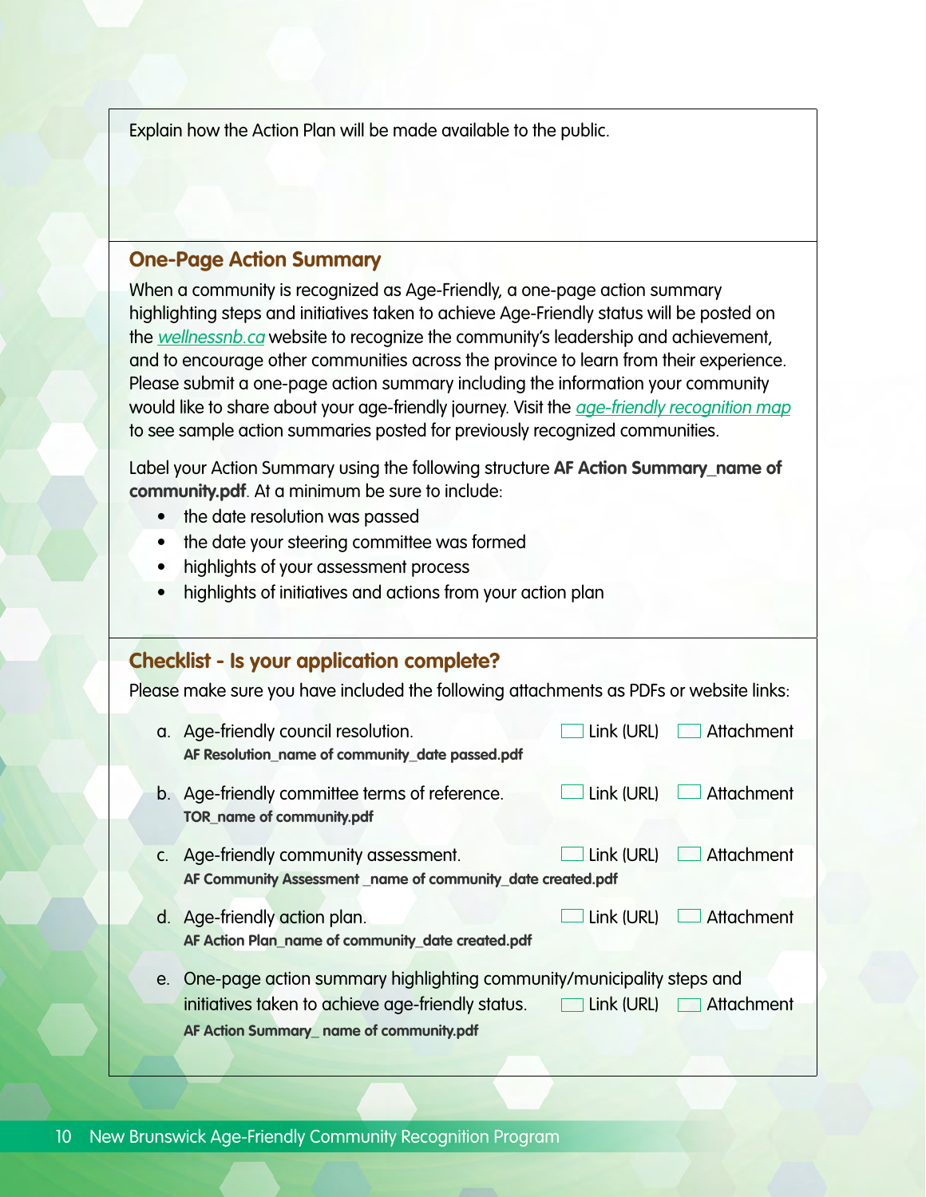Explain how the Action Plan will be made available to the public.

## One-Page Action Summary

When a community is recognized as Age-Friendly, a one-page action summary highlighting steps and initiatives taken to achieve Age-Friendly status will be posted on the *wellnessnb.ca* website to recognize the community's leadership and achievement, and to encourage other communities across the province to learn from their experience. Please submit a one-page action summary including the information your community would like to share about your age-friendly journey. Visit the *age-friendly recognition map* to see sample action summaries posted for previously recognized communities.

Label your Action Summary using the following structure **AF Action Summary_name of community.pdf**. At a minimum be sure to include:

- the date resolution was passed
- the date your steering committee was formed
- highlights of your assessment process
- highlights of initiatives and actions from your action plan

## Checklist - Is your application complete?

Please make sure you have included the following attachments as PDFs or website links:

a. Age-friendly council resolution. ☐ Link (URL) ☐ Attachment
**AF Resolution_name of community_date passed.pdf**

b. Age-friendly committee terms of reference. ☐ Link (URL) ☐ Attachment
**TOR_name of community.pdf**

c. Age-friendly community assessment. ☐ Link (URL) ☐ Attachment
**AF Community Assessment _name of community_date created.pdf**

d. Age-friendly action plan. ☐ Link (URL) ☐ Attachment
**AF Action Plan_name of community_date created.pdf**

e. One-page action summary highlighting community/municipality steps and initiatives taken to achieve age-friendly status. ☐ Link (URL) ☐ Attachment
**AF Action Summary_ name of community.pdf**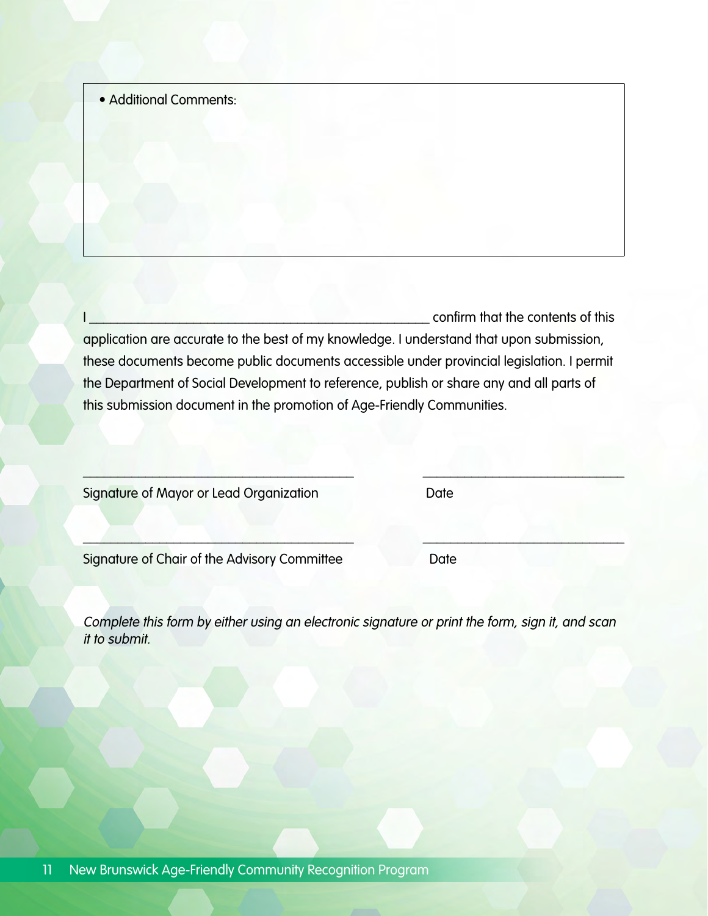- Additional Comments:

I ______________________________________________ confirm that the contents of this application are accurate to the best of my knowledge. I understand that upon submission, these documents become public documents accessible under provincial legislation. I permit the Department of Social Development to reference, publish or share any and all parts of this submission document in the promotion of Age-Friendly Communities.

______________________________________ ____________________________

Signature of Mayor or Lead Organization Date

______________________________________ ____________________________

Signature of Chair of the Advisory Committee Date

*Complete this form by either using an electronic signature or print the form, sign it, and scan it to submit.*